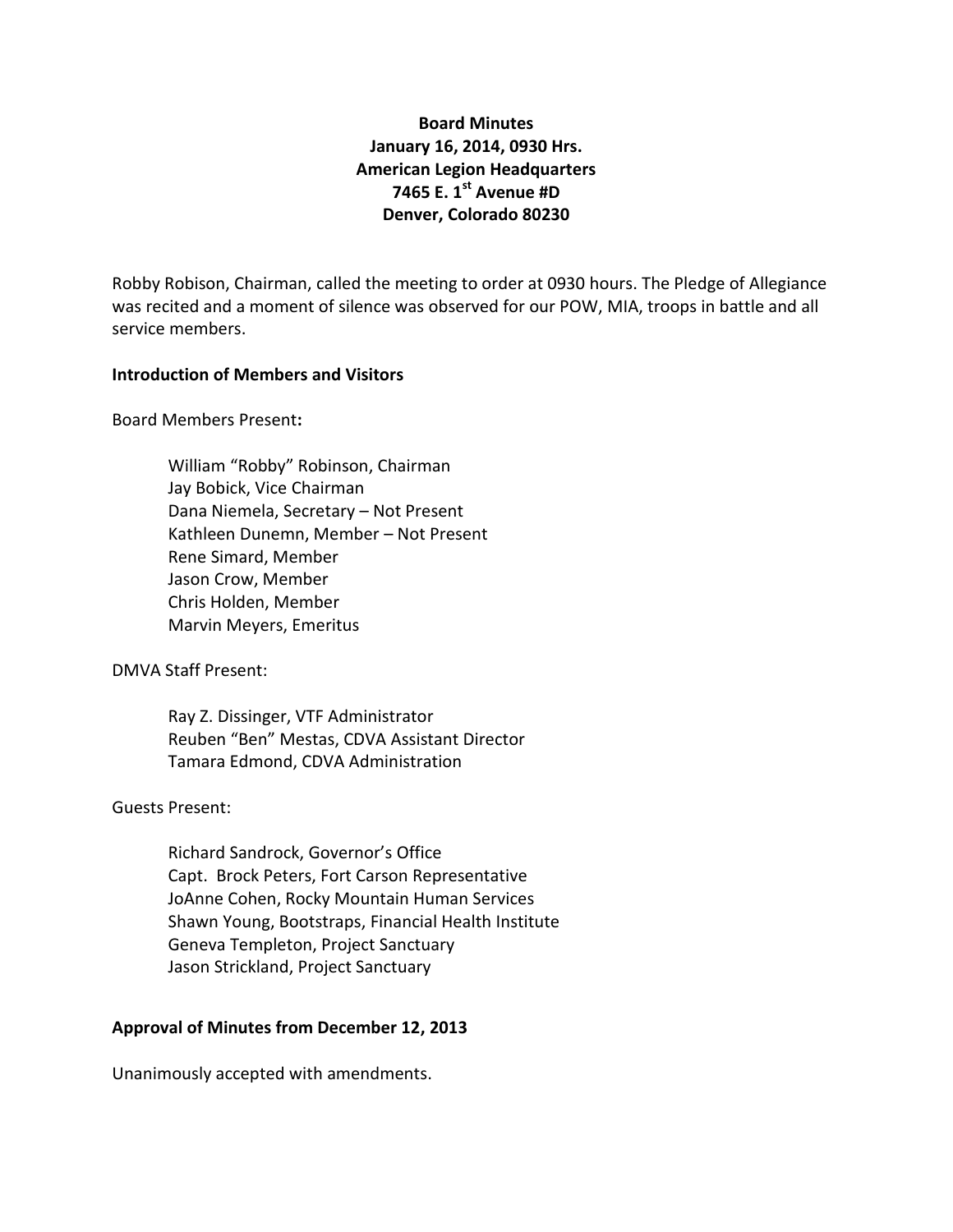**Board Minutes**
**January 16, 2014, 0930 Hrs.**
**American Legion Headquarters**
**7465 E. 1st Avenue #D**
**Denver, Colorado 80230**

Robby Robison, Chairman, called the meeting to order at 0930 hours. The Pledge of Allegiance was recited and a moment of silence was observed for our POW, MIA, troops in battle and all service members.

**Introduction of Members and Visitors**

Board Members Present**:**

William "Robby" Robinson, Chairman
Jay Bobick, Vice Chairman
Dana Niemela, Secretary – Not Present
Kathleen Dunemn, Member – Not Present
Rene Simard, Member
Jason Crow, Member
Chris Holden, Member
Marvin Meyers, Emeritus

DMVA Staff Present:

Ray Z. Dissinger, VTF Administrator
Reuben "Ben" Mestas, CDVA Assistant Director
Tamara Edmond, CDVA Administration

Guests Present:

Richard Sandrock, Governor's Office
Capt. Brock Peters, Fort Carson Representative
JoAnne Cohen, Rocky Mountain Human Services
Shawn Young, Bootstraps, Financial Health Institute
Geneva Templeton, Project Sanctuary
Jason Strickland, Project Sanctuary

**Approval of Minutes from December 12, 2013**

Unanimously accepted with amendments.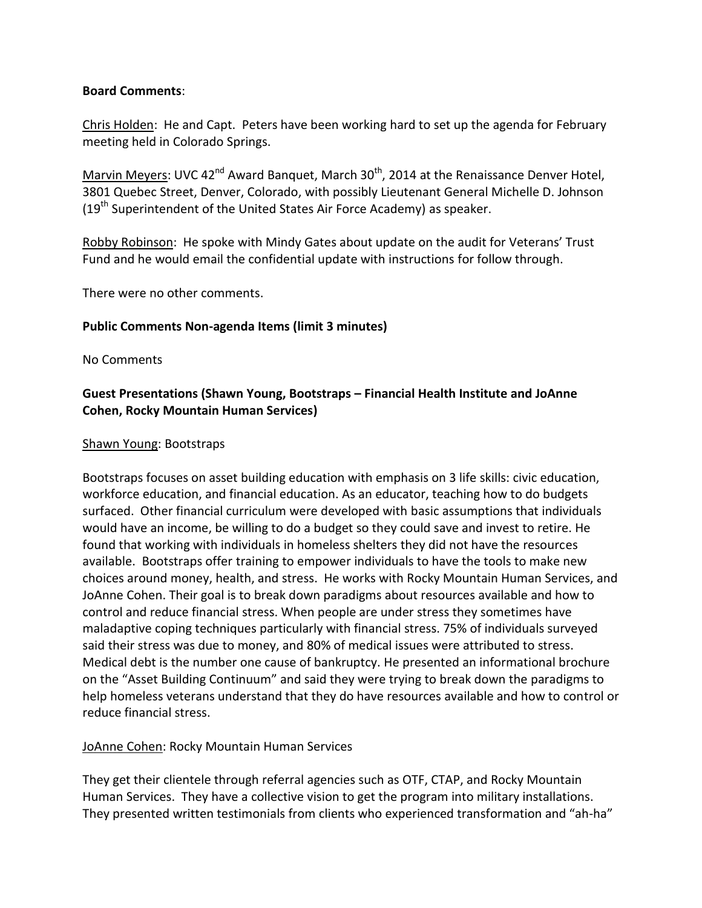**Board Comments**:

Chris Holden: He and Capt. Peters have been working hard to set up the agenda for February meeting held in Colorado Springs.

Marvin Meyers: UVC 42nd Award Banquet, March 30th, 2014 at the Renaissance Denver Hotel, 3801 Quebec Street, Denver, Colorado, with possibly Lieutenant General Michelle D. Johnson (19th Superintendent of the United States Air Force Academy) as speaker.

Robby Robinson: He spoke with Mindy Gates about update on the audit for Veterans' Trust Fund and he would email the confidential update with instructions for follow through.

There were no other comments.

**Public Comments Non-agenda Items (limit 3 minutes)**

No Comments

**Guest Presentations (Shawn Young, Bootstraps – Financial Health Institute and JoAnne Cohen, Rocky Mountain Human Services)**

Shawn Young: Bootstraps

Bootstraps focuses on asset building education with emphasis on 3 life skills: civic education, workforce education, and financial education. As an educator, teaching how to do budgets surfaced. Other financial curriculum were developed with basic assumptions that individuals would have an income, be willing to do a budget so they could save and invest to retire. He found that working with individuals in homeless shelters they did not have the resources available. Bootstraps offer training to empower individuals to have the tools to make new choices around money, health, and stress. He works with Rocky Mountain Human Services, and JoAnne Cohen. Their goal is to break down paradigms about resources available and how to control and reduce financial stress. When people are under stress they sometimes have maladaptive coping techniques particularly with financial stress. 75% of individuals surveyed said their stress was due to money, and 80% of medical issues were attributed to stress. Medical debt is the number one cause of bankruptcy. He presented an informational brochure on the "Asset Building Continuum" and said they were trying to break down the paradigms to help homeless veterans understand that they do have resources available and how to control or reduce financial stress.

JoAnne Cohen: Rocky Mountain Human Services

They get their clientele through referral agencies such as OTF, CTAP, and Rocky Mountain Human Services. They have a collective vision to get the program into military installations. They presented written testimonials from clients who experienced transformation and "ah-ha"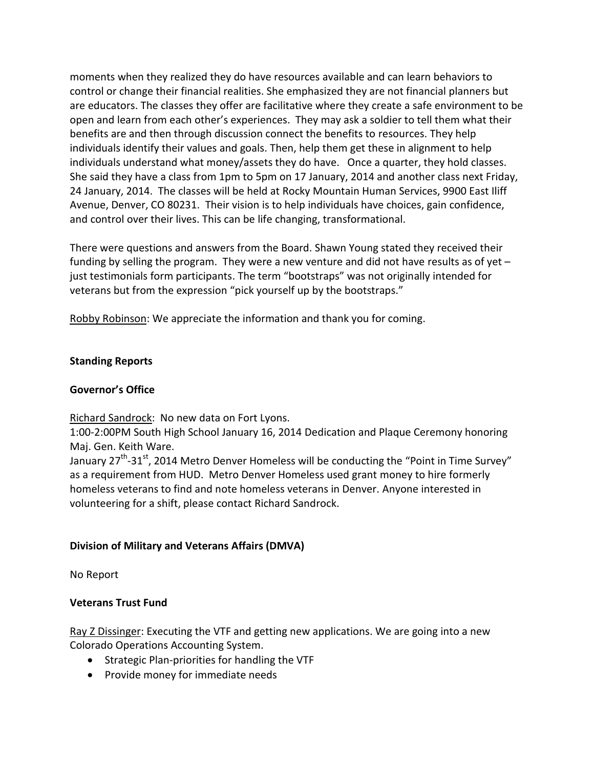moments when they realized they do have resources available and can learn behaviors to control or change their financial realities. She emphasized they are not financial planners but are educators. The classes they offer are facilitative where they create a safe environment to be open and learn from each other's experiences. They may ask a soldier to tell them what their benefits are and then through discussion connect the benefits to resources. They help individuals identify their values and goals. Then, help them get these in alignment to help individuals understand what money/assets they do have. Once a quarter, they hold classes. She said they have a class from 1pm to 5pm on 17 January, 2014 and another class next Friday, 24 January, 2014. The classes will be held at Rocky Mountain Human Services, 9900 East Iliff Avenue, Denver, CO 80231. Their vision is to help individuals have choices, gain confidence, and control over their lives. This can be life changing, transformational.

There were questions and answers from the Board. Shawn Young stated they received their funding by selling the program. They were a new venture and did not have results as of yet – just testimonials form participants. The term "bootstraps" was not originally intended for veterans but from the expression "pick yourself up by the bootstraps."

Robby Robinson: We appreciate the information and thank you for coming.

**Standing Reports**

**Governor's Office**

Richard Sandrock: No new data on Fort Lyons.
1:00-2:00PM South High School January 16, 2014 Dedication and Plaque Ceremony honoring Maj. Gen. Keith Ware.
January 27th-31st, 2014 Metro Denver Homeless will be conducting the "Point in Time Survey" as a requirement from HUD. Metro Denver Homeless used grant money to hire formerly homeless veterans to find and note homeless veterans in Denver. Anyone interested in volunteering for a shift, please contact Richard Sandrock.

**Division of Military and Veterans Affairs (DMVA)**

No Report

**Veterans Trust Fund**

Ray Z Dissinger: Executing the VTF and getting new applications. We are going into a new Colorado Operations Accounting System.

- Strategic Plan-priorities for handling the VTF
- Provide money for immediate needs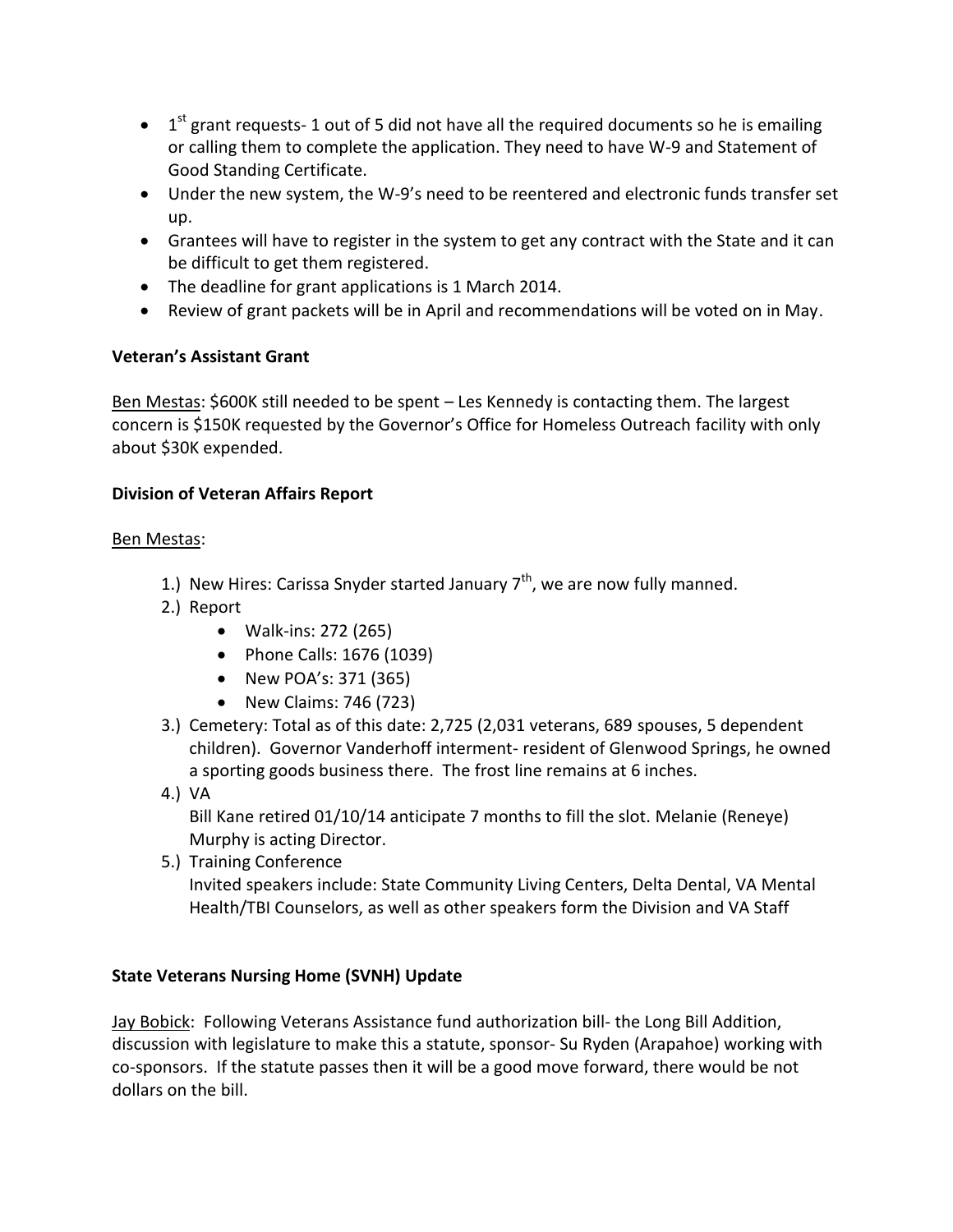- 1st grant requests- 1 out of 5 did not have all the required documents so he is emailing or calling them to complete the application. They need to have W-9 and Statement of Good Standing Certificate.
- Under the new system, the W-9's need to be reentered and electronic funds transfer set up.
- Grantees will have to register in the system to get any contract with the State and it can be difficult to get them registered.
- The deadline for grant applications is 1 March 2014.
- Review of grant packets will be in April and recommendations will be voted on in May.

**Veteran's Assistant Grant**

Ben Mestas: $600K still needed to be spent – Les Kennedy is contacting them. The largest concern is $150K requested by the Governor's Office for Homeless Outreach facility with only about $30K expended.

**Division of Veteran Affairs Report**

Ben Mestas:

1.) New Hires: Carissa Snyder started January 7th, we are now fully manned.
2.) Report
    - Walk-ins: 272 (265)
    - Phone Calls: 1676 (1039)
    - New POA's: 371 (365)
    - New Claims: 746 (723)
3.) Cemetery: Total as of this date: 2,725 (2,031 veterans, 689 spouses, 5 dependent children). Governor Vanderhoff interment- resident of Glenwood Springs, he owned a sporting goods business there. The frost line remains at 6 inches.
4.) VA
    Bill Kane retired 01/10/14 anticipate 7 months to fill the slot. Melanie (Reneye) Murphy is acting Director.
5.) Training Conference
    Invited speakers include: State Community Living Centers, Delta Dental, VA Mental Health/TBI Counselors, as well as other speakers form the Division and VA Staff

**State Veterans Nursing Home (SVNH) Update**

Jay Bobick: Following Veterans Assistance fund authorization bill- the Long Bill Addition, discussion with legislature to make this a statute, sponsor- Su Ryden (Arapahoe) working with co-sponsors. If the statute passes then it will be a good move forward, there would be not dollars on the bill.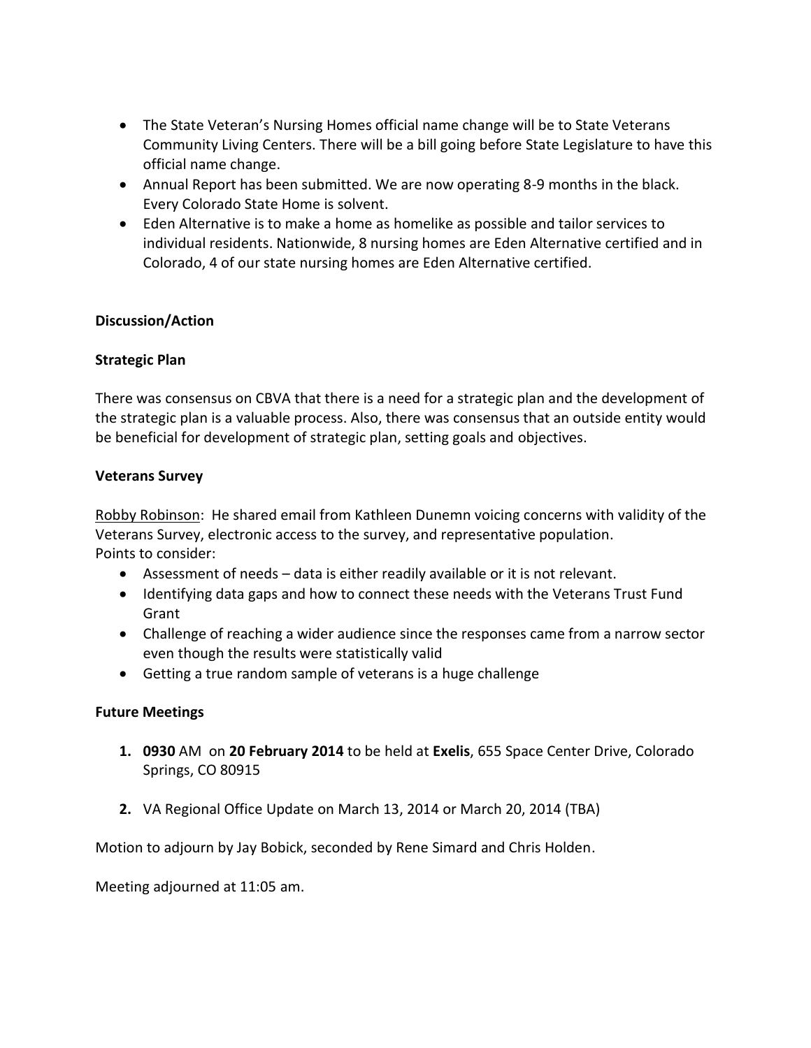- The State Veteran's Nursing Homes official name change will be to State Veterans Community Living Centers. There will be a bill going before State Legislature to have this official name change.
- Annual Report has been submitted. We are now operating 8-9 months in the black. Every Colorado State Home is solvent.
- Eden Alternative is to make a home as homelike as possible and tailor services to individual residents. Nationwide, 8 nursing homes are Eden Alternative certified and in Colorado, 4 of our state nursing homes are Eden Alternative certified.

**Discussion/Action**

**Strategic Plan**

There was consensus on CBVA that there is a need for a strategic plan and the development of the strategic plan is a valuable process. Also, there was consensus that an outside entity would be beneficial for development of strategic plan, setting goals and objectives.

**Veterans Survey**

Robby Robinson: He shared email from Kathleen Dunemn voicing concerns with validity of the Veterans Survey, electronic access to the survey, and representative population.
Points to consider:

- Assessment of needs – data is either readily available or it is not relevant.
- Identifying data gaps and how to connect these needs with the Veterans Trust Fund Grant
- Challenge of reaching a wider audience since the responses came from a narrow sector even though the results were statistically valid
- Getting a true random sample of veterans is a huge challenge

**Future Meetings**

1. **0930** AM on **20 February 2014** to be held at **Exelis**, 655 Space Center Drive, Colorado Springs, CO 80915

2. VA Regional Office Update on March 13, 2014 or March 20, 2014 (TBA)

Motion to adjourn by Jay Bobick, seconded by Rene Simard and Chris Holden.

Meeting adjourned at 11:05 am.